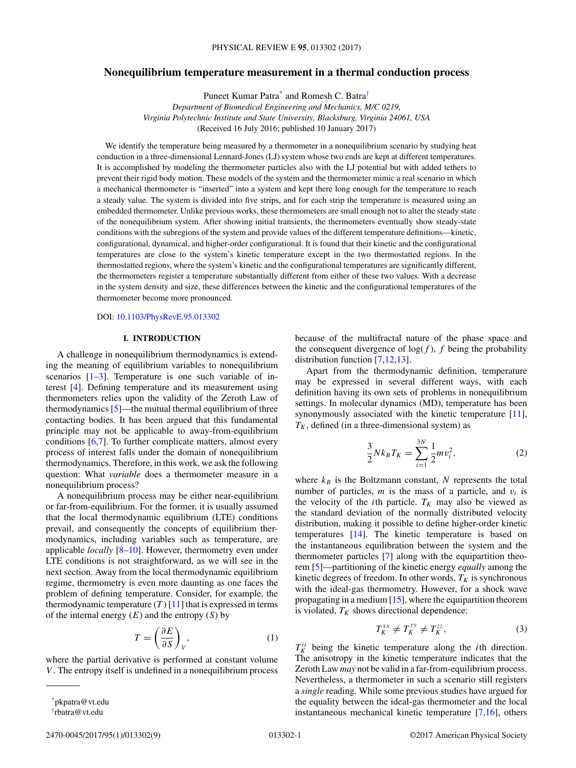# Nonequilibrium temperature measurement in a thermal conduction process

Puneet Kumar Patra[*] and Romesh C. Batra[†]

*Department of Biomedical Engineering and Mechanics, M/C 0219,*
*Virginia Polytechnic Institute and State University, Blacksburg, Virginia 24061, USA*
(Received 16 July 2016; published 10 January 2017)

We identify the temperature being measured by a thermometer in a nonequilibrium scenario by studying heat conduction in a three-dimensional Lennard-Jones (LJ) system whose two ends are kept at different temperatures. It is accomplished by modeling the thermometer particles also with the LJ potential but with added tethers to prevent their rigid body motion. These models of the system and the thermometer mimic a real scenario in which a mechanical thermometer is "inserted" into a system and kept there long enough for the temperature to reach a steady value. The system is divided into five strips, and for each strip the temperature is measured using an embedded thermometer. Unlike previous works, these thermometers are small enough not to alter the steady state of the nonequilibrium system. After showing initial transients, the thermometers eventually show steady-state conditions with the subregions of the system and provide values of the different temperature definitions—kinetic, configurational, dynamical, and higher-order configurational. It is found that their kinetic and the configurational temperatures are close to the system's kinetic temperature except in the two thermostatted regions. In the thermostatted regions, where the system's kinetic and the configurational temperatures are significantly different, the thermometers register a temperature substantially different from either of these two values. With a decrease in the system density and size, these differences between the kinetic and the configurational temperatures of the thermometer become more pronounced.

DOI: 10.1103/PhysRevE.95.013302

## I. INTRODUCTION

A challenge in nonequilibrium thermodynamics is extending the meaning of equilibrium variables to nonequilibrium scenarios [1–3]. Temperature is one such variable of interest [4]. Defining temperature and its measurement using thermometers relies upon the validity of the Zeroth Law of thermodynamics [5]—the mutual thermal equilibrium of three contacting bodies. It has been argued that this fundamental principle may not be applicable to away-from-equilibrium conditions [6,7]. To further complicate matters, almost every process of interest falls under the domain of nonequilibrium thermodynamics. Therefore, in this work, we ask the following question: What *variable* does a thermometer measure in a nonequilibrium process?

A nonequilibrium process may be either near-equilibrium or far-from-equilibrium. For the former, it is usually assumed that the local thermodynamic equilibrium (LTE) conditions prevail, and consequently the concepts of equilibrium thermodynamics, including variables such as temperature, are applicable *locally* [8–10]. However, thermometry even under LTE conditions is not straightforward, as we will see in the next section. Away from the local thermodynamic equilibrium regime, thermometry is even more daunting as one faces the problem of defining temperature. Consider, for example, the thermodynamic temperature ($T$) [11] that is expressed in terms of the internal energy ($E$) and the entropy ($S$) by

$$T = \left(\frac{\partial E}{\partial S}\right)_V, \tag{1}$$

where the partial derivative is performed at constant volume $V$. The entropy itself is undefined in a nonequilibrium process because of the multifractal nature of the phase space and the consequent divergence of $\log(f)$, $f$ being the probability distribution function [7,12,13].

Apart from the thermodynamic definition, temperature may be expressed in several different ways, with each definition having its own sets of problems in nonequilibrium settings. In molecular dynamics (MD), temperature has been synonymously associated with the kinetic temperature [11], $T_K$, defined (in a three-dimensional system) as

$$\frac{3}{2}Nk_BT_K = \sum_{i=1}^{3N}\frac{1}{2}mv_i^2, \tag{2}$$

where $k_B$ is the Boltzmann constant, $N$ represents the total number of particles, $m$ is the mass of a particle, and $v_i$ is the velocity of the $i$th particle. $T_K$ may also be viewed as the standard deviation of the normally distributed velocity distribution, making it possible to define higher-order kinetic temperatures [14]. The kinetic temperature is based on the instantaneous equilibration between the system and the thermometer particles [7] along with the equipartition theorem [5]—partitioning of the kinetic energy *equally* among the kinetic degrees of freedom. In other words, $T_K$ is synchronous with the ideal-gas thermometry. However, for a shock wave propagating in a medium [15], where the equipartition theorem is violated, $T_K$ shows directional dependence:

$$T_K^{xx} \neq T_K^{yy} \neq T_K^{zz}, \tag{3}$$

$T_K^{ii}$ being the kinetic temperature along the $i$th direction. The anisotropy in the kinetic temperature indicates that the Zeroth Law *may* not be valid in a far-from-equilibrium process. Nevertheless, a thermometer in such a scenario still registers a *single* reading. While some previous studies have argued for the equality between the ideal-gas thermometer and the local instantaneous mechanical kinetic temperature [7,16], others

---

[*] pkpatra@vt.edu
[†] rbatra@vt.edu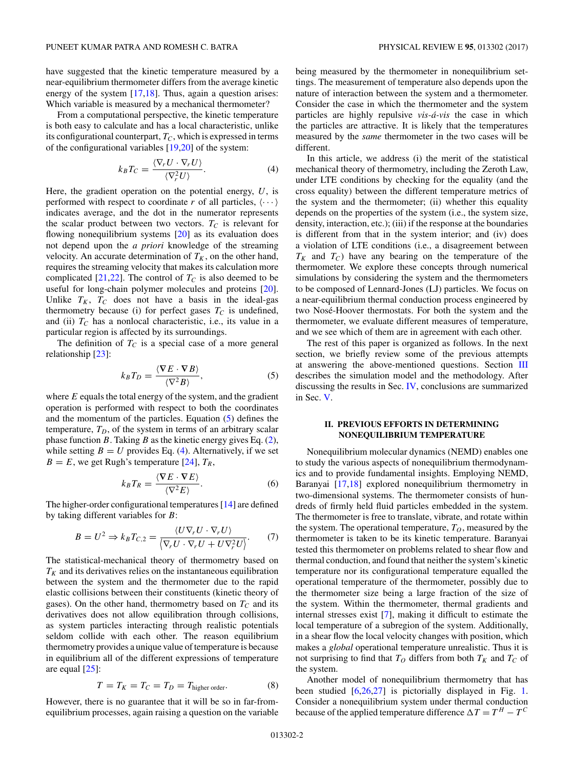have suggested that the kinetic temperature measured by a near-equilibrium thermometer differs from the average kinetic energy of the system [17,18]. Thus, again a question arises: Which variable is measured by a mechanical thermometer?

From a computational perspective, the kinetic temperature is both easy to calculate and has a local characteristic, unlike its configurational counterpart, $T_C$, which is expressed in terms of the configurational variables [19,20] of the system:

$$k_B T_C = \frac{\langle \nabla_r U \cdot \nabla_r U \rangle}{\langle \nabla_r^2 U \rangle}. \tag{4}$$

Here, the gradient operation on the potential energy, $U$, is performed with respect to coordinate $r$ of all particles, $\langle \cdots \rangle$ indicates average, and the dot in the numerator represents the scalar product between two vectors. $T_C$ is relevant for flowing nonequilibrium systems [20] as its evaluation does not depend upon the *a priori* knowledge of the streaming velocity. An accurate determination of $T_K$, on the other hand, requires the streaming velocity that makes its calculation more complicated [21,22]. The control of $T_C$ is also deemed to be useful for long-chain polymer molecules and proteins [20]. Unlike $T_K$, $T_C$ does not have a basis in the ideal-gas thermometry because (i) for perfect gases $T_C$ is undefined, and (ii) $T_C$ has a nonlocal characteristic, i.e., its value in a particular region is affected by its surroundings.

The definition of $T_C$ is a special case of a more general relationship [23]:

$$k_B T_D = \frac{\langle \nabla E \cdot \nabla B \rangle}{\langle \nabla^2 B \rangle}, \tag{5}$$

where $E$ equals the total energy of the system, and the gradient operation is performed with respect to both the coordinates and the momentum of the particles. Equation (5) defines the temperature, $T_D$, of the system in terms of an arbitrary scalar phase function $B$. Taking $B$ as the kinetic energy gives Eq. (2), while setting $B = U$ provides Eq. (4). Alternatively, if we set $B = E$, we get Rugh's temperature [24], $T_R$,

$$k_B T_R = \frac{\langle \nabla E \cdot \nabla E \rangle}{\langle \nabla^2 E \rangle}. \tag{6}$$

The higher-order configurational temperatures [14] are defined by taking different variables for $B$:

$$B = U^2 \Rightarrow k_B T_{C,2} = \frac{\langle U \nabla_r U \cdot \nabla_r U \rangle}{\langle \nabla_r U \cdot \nabla_r U + U \nabla_r^2 U \rangle}. \tag{7}$$

The statistical-mechanical theory of thermometry based on $T_K$ and its derivatives relies on the instantaneous equilibration between the system and the thermometer due to the rapid elastic collisions between their constituents (kinetic theory of gases). On the other hand, thermometry based on $T_C$ and its derivatives does not allow equilibration through collisions, as system particles interacting through realistic potentials seldom collide with each other. The reason equilibrium thermometry provides a unique value of temperature is because in equilibrium all of the different expressions of temperature are equal [25]:

$$T = T_K = T_C = T_D = T_{\text{higher order}}. \tag{8}$$

However, there is no guarantee that it will be so in far-from-equilibrium processes, again raising a question on the variable being measured by the thermometer in nonequilibrium settings. The measurement of temperature also depends upon the nature of interaction between the system and a thermometer. Consider the case in which the thermometer and the system particles are highly repulsive *vis-á-vis* the case in which the particles are attractive. It is likely that the temperatures measured by the *same* thermometer in the two cases will be different.

In this article, we address (i) the merit of the statistical mechanical theory of thermometry, including the Zeroth Law, under LTE conditions by checking for the equality (and the cross equality) between the different temperature metrics of the system and the thermometer; (ii) whether this equality depends on the properties of the system (i.e., the system size, density, interaction, etc.); (iii) if the response at the boundaries is different from that in the system interior; and (iv) does a violation of LTE conditions (i.e., a disagreement between $T_K$ and $T_C$) have any bearing on the temperature of the thermometer. We explore these concepts through numerical simulations by considering the system and the thermometers to be composed of Lennard-Jones (LJ) particles. We focus on a near-equilibrium thermal conduction process engineered by two Nosé-Hoover thermostats. For both the system and the thermometer, we evaluate different measures of temperature, and we see which of them are in agreement with each other.

The rest of this paper is organized as follows. In the next section, we briefly review some of the previous attempts at answering the above-mentioned questions. Section III describes the simulation model and the methodology. After discussing the results in Sec. IV, conclusions are summarized in Sec. V.

## II. PREVIOUS EFFORTS IN DETERMINING NONEQUILIBRIUM TEMPERATURE

Nonequilibrium molecular dynamics (NEMD) enables one to study the various aspects of nonequilibrium thermodynamics and to provide fundamental insights. Employing NEMD, Baranyai [17,18] explored nonequilibrium thermometry in two-dimensional systems. The thermometer consists of hundreds of firmly held fluid particles embedded in the system. The thermometer is free to translate, vibrate, and rotate within the system. The operational temperature, $T_O$, measured by the thermometer is taken to be its kinetic temperature. Baranyai tested this thermometer on problems related to shear flow and thermal conduction, and found that neither the system's kinetic temperature nor its configurational temperature equalled the operational temperature of the thermometer, possibly due to the thermometer size being a large fraction of the size of the system. Within the thermometer, thermal gradients and internal stresses exist [7], making it difficult to estimate the local temperature of a subregion of the system. Additionally, in a shear flow the local velocity changes with position, which makes a *global* operational temperature unrealistic. Thus it is not surprising to find that $T_O$ differs from both $T_K$ and $T_C$ of the system.

Another model of nonequilibrium thermometry that has been studied [6,26,27] is pictorially displayed in Fig. 1. Consider a nonequilibrium system under thermal conduction because of the applied temperature difference $\Delta T = T^H - T^C$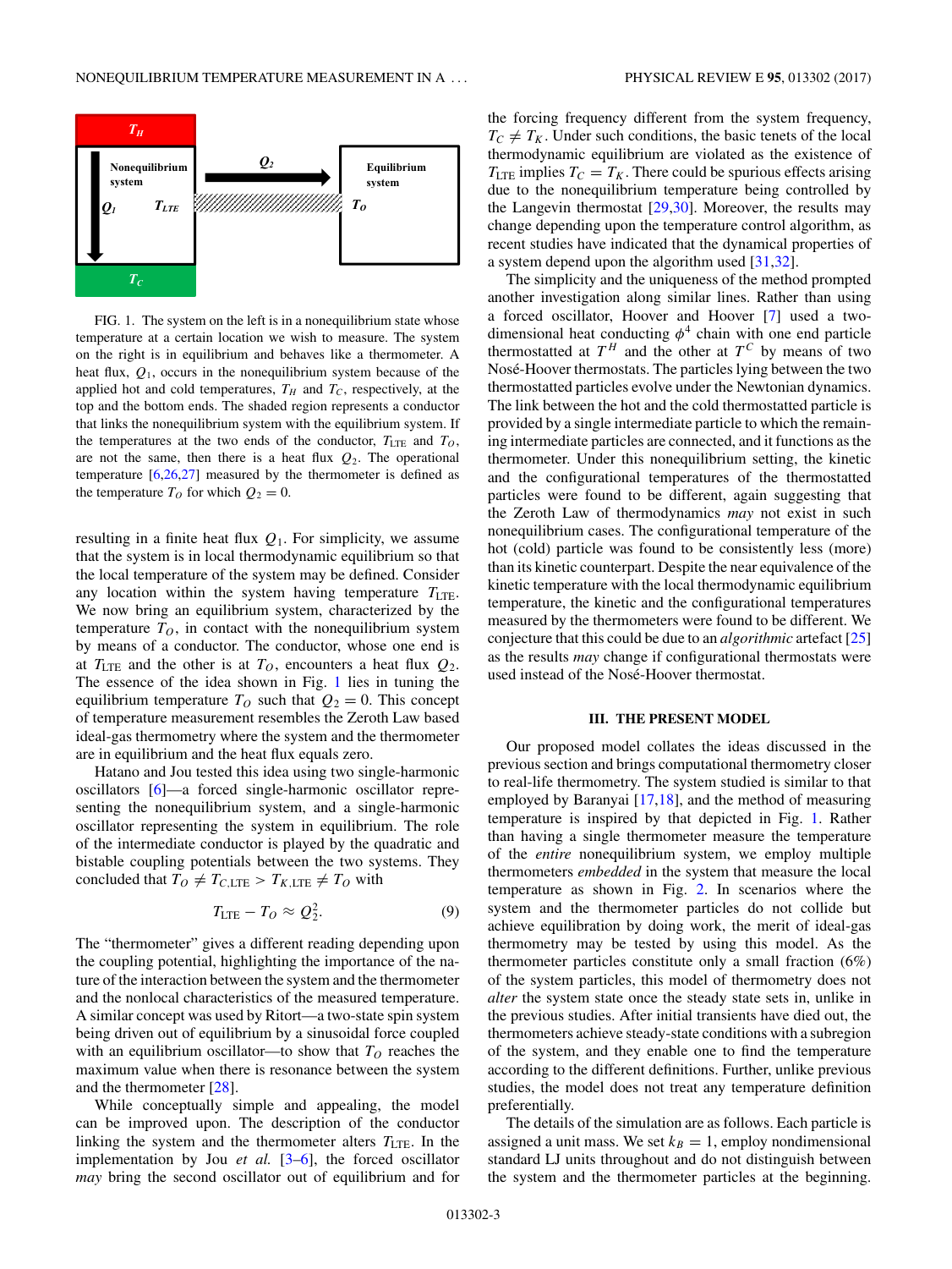FIG. 1. The system on the left is in a nonequilibrium state whose temperature at a certain location we wish to measure. The system on the right is in equilibrium and behaves like a thermometer. A heat flux, $Q_1$, occurs in the nonequilibrium system because of the applied hot and cold temperatures, $T_H$ and $T_C$, respectively, at the top and the bottom ends. The shaded region represents a conductor that links the nonequilibrium system with the equilibrium system. If the temperatures at the two ends of the conductor, $T_{\rm LTE}$ and $T_O$, are not the same, then there is a heat flux $Q_2$. The operational temperature [6,26,27] measured by the thermometer is defined as the temperature $T_O$ for which $Q_2 = 0$.

resulting in a finite heat flux $Q_1$. For simplicity, we assume that the system is in local thermodynamic equilibrium so that the local temperature of the system may be defined. Consider any location within the system having temperature $T_{\rm LTE}$. We now bring an equilibrium system, characterized by the temperature $T_O$, in contact with the nonequilibrium system by means of a conductor. The conductor, whose one end is at $T_{\rm LTE}$ and the other is at $T_O$, encounters a heat flux $Q_2$. The essence of the idea shown in Fig. 1 lies in tuning the equilibrium temperature $T_O$ such that $Q_2 = 0$. This concept of temperature measurement resembles the Zeroth Law based ideal-gas thermometry where the system and the thermometer are in equilibrium and the heat flux equals zero.

Hatano and Jou tested this idea using two single-harmonic oscillators [6]—a forced single-harmonic oscillator representing the nonequilibrium system, and a single-harmonic oscillator representing the system in equilibrium. The role of the intermediate conductor is played by the quadratic and bistable coupling potentials between the two systems. They concluded that $T_O \neq T_{C,\rm LTE} > T_{K,\rm LTE} \neq T_O$ with

$$T_{\rm LTE} - T_O \approx Q_2^2. \tag{9}$$

The "thermometer" gives a different reading depending upon the coupling potential, highlighting the importance of the nature of the interaction between the system and the thermometer and the nonlocal characteristics of the measured temperature. A similar concept was used by Ritort—a two-state spin system being driven out of equilibrium by a sinusoidal force coupled with an equilibrium oscillator—to show that $T_O$ reaches the maximum value when there is resonance between the system and the thermometer [28].

While conceptually simple and appealing, the model can be improved upon. The description of the conductor linking the system and the thermometer alters $T_{\rm LTE}$. In the implementation by Jou *et al.* [3–6], the forced oscillator *may* bring the second oscillator out of equilibrium and for the forcing frequency different from the system frequency, $T_C \neq T_K$. Under such conditions, the basic tenets of the local thermodynamic equilibrium are violated as the existence of $T_{\rm LTE}$ implies $T_C = T_K$. There could be spurious effects arising due to the nonequilibrium temperature being controlled by the Langevin thermostat [29,30]. Moreover, the results may change depending upon the temperature control algorithm, as recent studies have indicated that the dynamical properties of a system depend upon the algorithm used [31,32].

The simplicity and the uniqueness of the method prompted another investigation along similar lines. Rather than using a forced oscillator, Hoover and Hoover [7] used a two-dimensional heat conducting $\phi^4$ chain with one end particle thermostatted at $T^H$ and the other at $T^C$ by means of two Nosé-Hoover thermostats. The particles lying between the two thermostatted particles evolve under the Newtonian dynamics. The link between the hot and the cold thermostatted particle is provided by a single intermediate particle to which the remaining intermediate particles are connected, and it functions as the thermometer. Under this nonequilibrium setting, the kinetic and the configurational temperatures of the thermostatted particles were found to be different, again suggesting that the Zeroth Law of thermodynamics *may* not exist in such nonequilibrium cases. The configurational temperature of the hot (cold) particle was found to be consistently less (more) than its kinetic counterpart. Despite the near equivalence of the kinetic temperature with the local thermodynamic equilibrium temperature, the kinetic and the configurational temperatures measured by the thermometers were found to be different. We conjecture that this could be due to an *algorithmic* artefact [25] as the results *may* change if configurational thermostats were used instead of the Nosé-Hoover thermostat.

## III. THE PRESENT MODEL

Our proposed model collates the ideas discussed in the previous section and brings computational thermometry closer to real-life thermometry. The system studied is similar to that employed by Baranyai [17,18], and the method of measuring temperature is inspired by that depicted in Fig. 1. Rather than having a single thermometer measure the temperature of the *entire* nonequilibrium system, we employ multiple thermometers *embedded* in the system that measure the local temperature as shown in Fig. 2. In scenarios where the system and the thermometer particles do not collide but achieve equilibration by doing work, the merit of ideal-gas thermometry may be tested by using this model. As the thermometer particles constitute only a small fraction (6%) of the system particles, this model of thermometry does not *alter* the system state once the steady state sets in, unlike in the previous studies. After initial transients have died out, the thermometers achieve steady-state conditions with a subregion of the system, and they enable one to find the temperature according to the different definitions. Further, unlike previous studies, the model does not treat any temperature definition preferentially.

The details of the simulation are as follows. Each particle is assigned a unit mass. We set $k_B = 1$, employ nondimensional standard LJ units throughout and do not distinguish between the system and the thermometer particles at the beginning.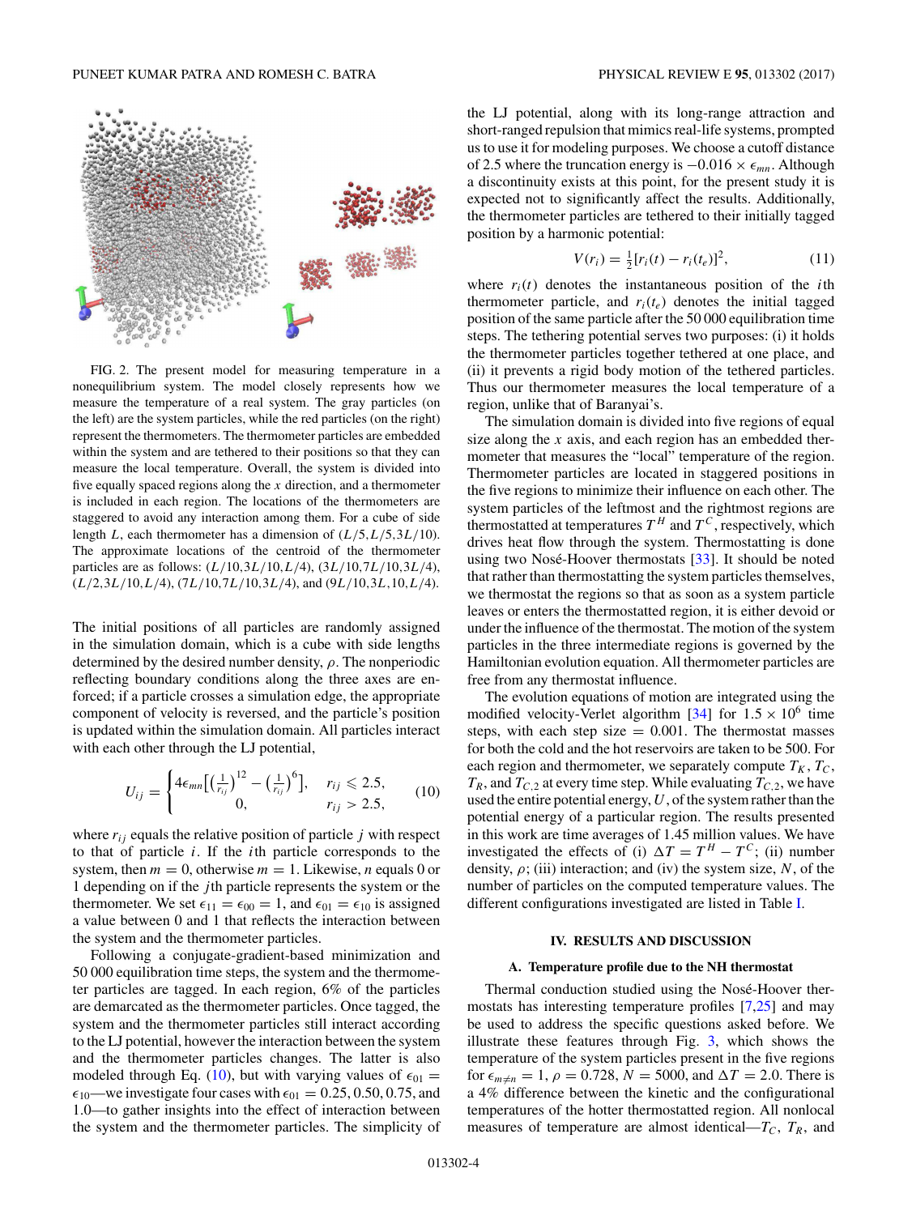FIG. 2. The present model for measuring temperature in a nonequilibrium system. The model closely represents how we measure the temperature of a real system. The gray particles (on the left) are the system particles, while the red particles (on the right) represent the thermometers. The thermometer particles are embedded within the system and are tethered to their positions so that they can measure the local temperature. Overall, the system is divided into five equally spaced regions along the $x$ direction, and a thermometer is included in each region. The locations of the thermometers are staggered to avoid any interaction among them. For a cube of side length $L$, each thermometer has a dimension of $(L/5, L/5, 3L/10)$. The approximate locations of the centroid of the thermometer particles are as follows: $(L/10, 3L/10, L/4)$, $(3L/10, 7L/10, 3L/4)$, $(L/2, 3L/10, L/4)$, $(7L/10, 7L/10, 3L/4)$, and $(9L/10, 3L, 10, L/4)$.

The initial positions of all particles are randomly assigned in the simulation domain, which is a cube with side lengths determined by the desired number density, $\rho$. The nonperiodic reflecting boundary conditions along the three axes are enforced; if a particle crosses a simulation edge, the appropriate component of velocity is reversed, and the particle's position is updated within the simulation domain. All particles interact with each other through the LJ potential,

$$U_{ij} = \begin{cases} 4\epsilon_{mn}\left[\left(\frac{1}{r_{ij}}\right)^{12} - \left(\frac{1}{r_{ij}}\right)^{6}\right], & r_{ij} \leqslant 2.5, \\ 0, & r_{ij} > 2.5, \end{cases} \tag{10}$$

where $r_{ij}$ equals the relative position of particle $j$ with respect to that of particle $i$. If the $i$th particle corresponds to the system, then $m = 0$, otherwise $m = 1$. Likewise, $n$ equals 0 or 1 depending on if the $j$th particle represents the system or the thermometer. We set $\epsilon_{11} = \epsilon_{00} = 1$, and $\epsilon_{01} = \epsilon_{10}$ is assigned a value between 0 and 1 that reflects the interaction between the system and the thermometer particles.

Following a conjugate-gradient-based minimization and 50 000 equilibration time steps, the system and the thermometer particles are tagged. In each region, 6% of the particles are demarcated as the thermometer particles. Once tagged, the system and the thermometer particles still interact according to the LJ potential, however the interaction between the system and the thermometer particles changes. The latter is also modeled through Eq. (10), but with varying values of $\epsilon_{01} = \epsilon_{10}$—we investigate four cases with $\epsilon_{01} = 0.25, 0.50, 0.75$, and 1.0—to gather insights into the effect of interaction between the system and the thermometer particles. The simplicity of the LJ potential, along with its long-range attraction and short-ranged repulsion that mimics real-life systems, prompted us to use it for modeling purposes. We choose a cutoff distance of 2.5 where the truncation energy is $-0.016 \times \epsilon_{mn}$. Although a discontinuity exists at this point, for the present study it is expected not to significantly affect the results. Additionally, the thermometer particles are tethered to their initially tagged position by a harmonic potential:

$$V(r_i) = \tfrac{1}{2}[r_i(t) - r_i(t_e)]^2, \tag{11}$$

where $r_i(t)$ denotes the instantaneous position of the $i$th thermometer particle, and $r_i(t_e)$ denotes the initial tagged position of the same particle after the 50 000 equilibration time steps. The tethering potential serves two purposes: (i) it holds the thermometer particles together tethered at one place, and (ii) it prevents a rigid body motion of the tethered particles. Thus our thermometer measures the local temperature of a region, unlike that of Baranyai's.

The simulation domain is divided into five regions of equal size along the $x$ axis, and each region has an embedded thermometer that measures the "local" temperature of the region. Thermometer particles are located in staggered positions in the five regions to minimize their influence on each other. The system particles of the leftmost and the rightmost regions are thermostatted at temperatures $T^H$ and $T^C$, respectively, which drives heat flow through the system. Thermostatting is done using two Nosé-Hoover thermostats [33]. It should be noted that rather than thermostatting the system particles themselves, we thermostat the regions so that as soon as a system particle leaves or enters the thermostatted region, it is either devoid or under the influence of the thermostat. The motion of the system particles in the three intermediate regions is governed by the Hamiltonian evolution equation. All thermometer particles are free from any thermostat influence.

The evolution equations of motion are integrated using the modified velocity-Verlet algorithm [34] for $1.5 \times 10^6$ time steps, with each step size = 0.001. The thermostat masses for both the cold and the hot reservoirs are taken to be 500. For each region and thermometer, we separately compute $T_K$, $T_C$, $T_R$, and $T_{C,2}$ at every time step. While evaluating $T_{C,2}$, we have used the entire potential energy, $U$, of the system rather than the potential energy of a particular region. The results presented in this work are time averages of 1.45 million values. We have investigated the effects of (i) $\Delta T = T^H - T^C$; (ii) number density, $\rho$; (iii) interaction; and (iv) the system size, $N$, of the number of particles on the computed temperature values. The different configurations investigated are listed in Table I.

## IV. RESULTS AND DISCUSSION

### A. Temperature profile due to the NH thermostat

Thermal conduction studied using the Nosé-Hoover thermostats has interesting temperature profiles [7,25] and may be used to address the specific questions asked before. We illustrate these features through Fig. 3, which shows the temperature of the system particles present in the five regions for $\epsilon_{m\neq n} = 1$, $\rho = 0.728$, $N = 5000$, and $\Delta T = 2.0$. There is a 4% difference between the kinetic and the configurational temperatures of the hotter thermostatted region. All nonlocal measures of temperature are almost identical—$T_C$, $T_R$, and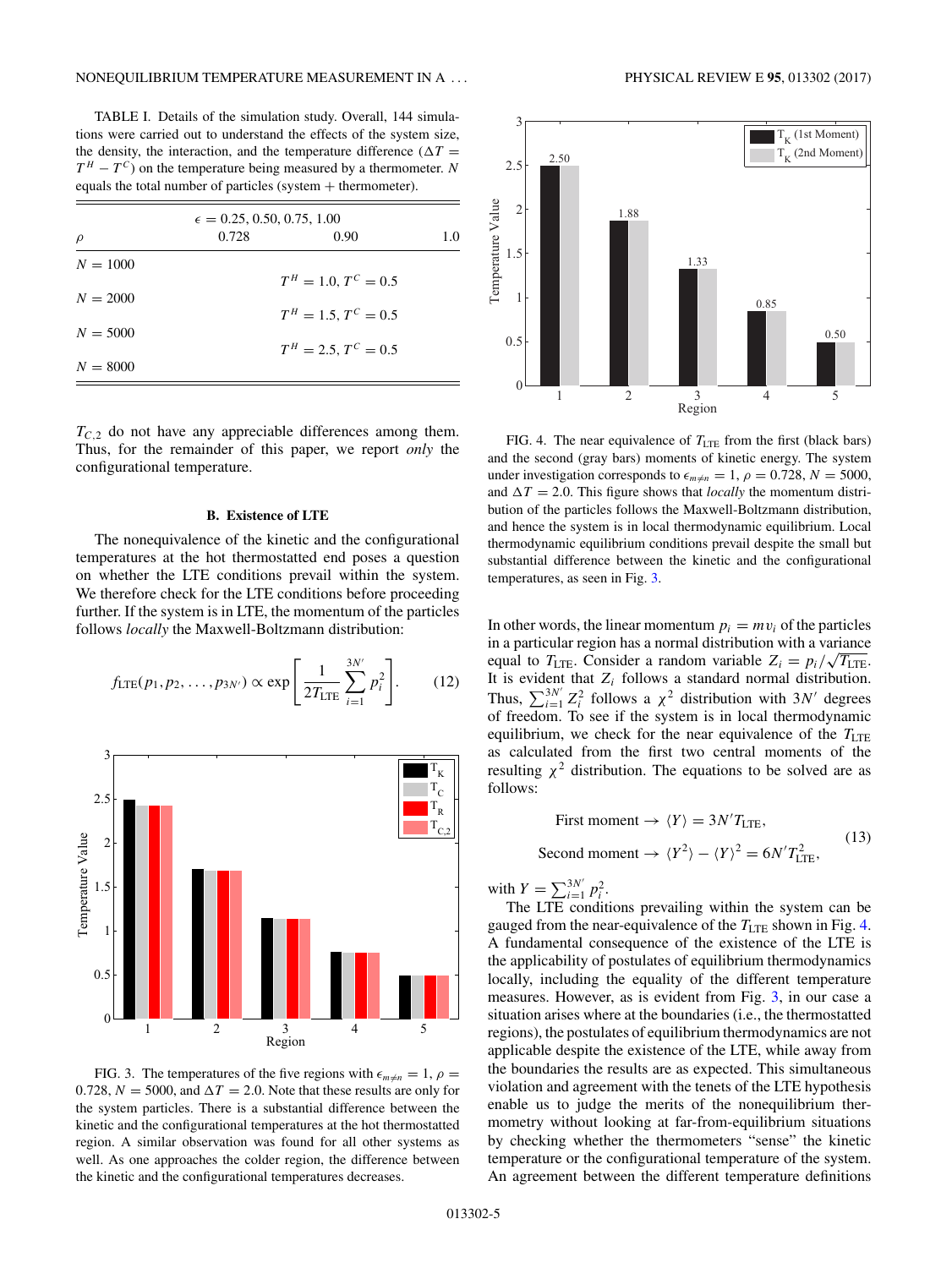TABLE I. Details of the simulation study. Overall, 144 simulations were carried out to understand the effects of the system size, the density, the interaction, and the temperature difference ($\Delta T = T^H - T^C$) on the temperature being measured by a thermometer. $N$ equals the total number of particles (system + thermometer).

| | $\epsilon = 0.25, 0.50, 0.75, 1.00$ | | |
|---|---|---|---|
| $\rho$ | 0.728 | 0.90 | 1.0 |
| $N = 1000$ | | | |
| | | $T^H = 1.0, T^C = 0.5$ | |
| $N = 2000$ | | | |
| | | $T^H = 1.5, T^C = 0.5$ | |
| $N = 5000$ | | | |
| | | $T^H = 2.5, T^C = 0.5$ | |
| $N = 8000$ | | | |

$T_{C,2}$ do not have any appreciable differences among them. Thus, for the remainder of this paper, we report *only* the configurational temperature.

### B. Existence of LTE

The nonequivalence of the kinetic and the configurational temperatures at the hot thermostatted end poses a question on whether the LTE conditions prevail within the system. We therefore check for the LTE conditions before proceeding further. If the system is in LTE, the momentum of the particles follows *locally* the Maxwell-Boltzmann distribution:

$$f_{\rm LTE}(p_1, p_2, \ldots, p_{3N'}) \propto \exp\left[\frac{1}{2T_{\rm LTE}} \sum_{i=1}^{3N'} p_i^2\right]. \tag{12}$$

FIG. 3. The temperatures of the five regions with $\epsilon_{m\neq n} = 1$, $\rho = 0.728$, $N = 5000$, and $\Delta T = 2.0$. Note that these results are only for the system particles. There is a substantial difference between the kinetic and the configurational temperatures at the hot thermostatted region. A similar observation was found for all other systems as well. As one approaches the colder region, the difference between the kinetic and the configurational temperatures decreases.

FIG. 4. The near equivalence of $T_{\rm LTE}$ from the first (black bars) and the second (gray bars) moments of kinetic energy. The system under investigation corresponds to $\epsilon_{m\neq n} = 1$, $\rho = 0.728$, $N = 5000$, and $\Delta T = 2.0$. This figure shows that *locally* the momentum distribution of the particles follows the Maxwell-Boltzmann distribution, and hence the system is in local thermodynamic equilibrium. Local thermodynamic equilibrium conditions prevail despite the small but substantial difference between the kinetic and the configurational temperatures, as seen in Fig. 3.

In other words, the linear momentum $p_i = mv_i$ of the particles in a particular region has a normal distribution with a variance equal to $T_{\rm LTE}$. Consider a random variable $Z_i = p_i/\sqrt{T_{\rm LTE}}$. It is evident that $Z_i$ follows a standard normal distribution. Thus, $\sum_{i=1}^{3N'} Z_i^2$ follows a $\chi^2$ distribution with $3N'$ degrees of freedom. To see if the system is in local thermodynamic equilibrium, we check for the near equivalence of the $T_{\rm LTE}$ as calculated from the first two central moments of the resulting $\chi^2$ distribution. The equations to be solved are as follows:

$$\begin{aligned} &\text{First moment} \rightarrow \langle Y \rangle = 3N' T_{\rm LTE}, \\ &\text{Second moment} \rightarrow \langle Y^2 \rangle - \langle Y \rangle^2 = 6N' T_{\rm LTE}^2, \end{aligned} \tag{13}$$

with $Y = \sum_{i=1}^{3N'} p_i^2$.

The LTE conditions prevailing within the system can be gauged from the near-equivalence of the $T_{\rm LTE}$ shown in Fig. 4. A fundamental consequence of the existence of the LTE is the applicability of postulates of equilibrium thermodynamics locally, including the equality of the different temperature measures. However, as is evident from Fig. 3, in our case a situation arises where at the boundaries (i.e., the thermostatted regions), the postulates of equilibrium thermodynamics are not applicable despite the existence of the LTE, while away from the boundaries the results are as expected. This simultaneous violation and agreement with the tenets of the LTE hypothesis enable us to judge the merits of the nonequilibrium thermometry without looking at far-from-equilibrium situations by checking whether the thermometers "sense" the kinetic temperature or the configurational temperature of the system. An agreement between the different temperature definitions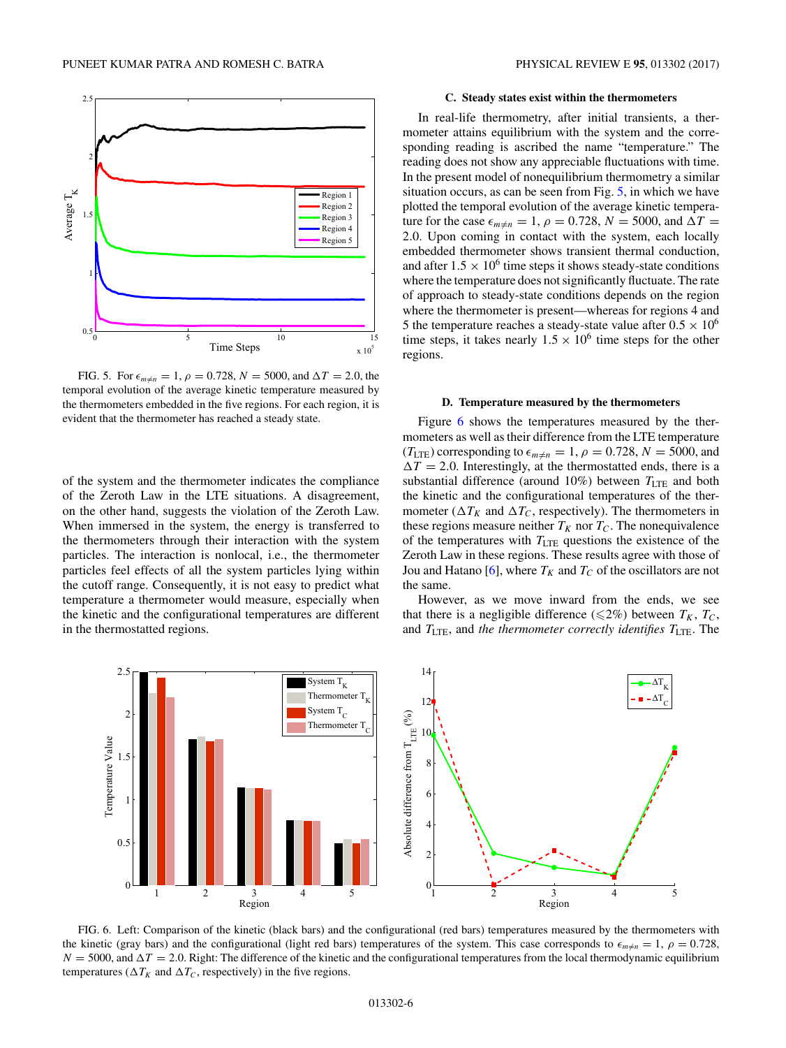FIG. 5. For $\epsilon_{m\neq n} = 1$, $\rho = 0.728$, $N = 5000$, and $\Delta T = 2.0$, the temporal evolution of the average kinetic temperature measured by the thermometers embedded in the five regions. For each region, it is evident that the thermometer has reached a steady state.

of the system and the thermometer indicates the compliance of the Zeroth Law in the LTE situations. A disagreement, on the other hand, suggests the violation of the Zeroth Law. When immersed in the system, the energy is transferred to the thermometers through their interaction with the system particles. The interaction is nonlocal, i.e., the thermometer particles feel effects of all the system particles lying within the cutoff range. Consequently, it is not easy to predict what temperature a thermometer would measure, especially when the kinetic and the configurational temperatures are different in the thermostatted regions.

### C. Steady states exist within the thermometers

In real-life thermometry, after initial transients, a thermometer attains equilibrium with the system and the corresponding reading is ascribed the name "temperature." The reading does not show any appreciable fluctuations with time. In the present model of nonequilibrium thermometry a similar situation occurs, as can be seen from Fig. 5, in which we have plotted the temporal evolution of the average kinetic temperature for the case $\epsilon_{m\neq n} = 1$, $\rho = 0.728$, $N = 5000$, and $\Delta T = 2.0$. Upon coming in contact with the system, each locally embedded thermometer shows transient thermal conduction, and after $1.5 \times 10^6$ time steps it shows steady-state conditions where the temperature does not significantly fluctuate. The rate of approach to steady-state conditions depends on the region where the thermometer is present—whereas for regions 4 and 5 the temperature reaches a steady-state value after $0.5 \times 10^6$ time steps, it takes nearly $1.5 \times 10^6$ time steps for the other regions.

### D. Temperature measured by the thermometers

Figure 6 shows the temperatures measured by the thermometers as well as their difference from the LTE temperature ($T_{\text{LTE}}$) corresponding to $\epsilon_{m\neq n} = 1$, $\rho = 0.728$, $N = 5000$, and $\Delta T = 2.0$. Interestingly, at the thermostatted ends, there is a substantial difference (around 10%) between $T_{\text{LTE}}$ and both the kinetic and the configurational temperatures of the thermometer ($\Delta T_K$ and $\Delta T_C$, respectively). The thermometers in these regions measure neither $T_K$ nor $T_C$. The nonequivalence of the temperatures with $T_{\text{LTE}}$ questions the existence of the Zeroth Law in these regions. These results agree with those of Jou and Hatano [6], where $T_K$ and $T_C$ of the oscillators are not the same.

However, as we move inward from the ends, we see that there is a negligible difference ($\leqslant$2%) between $T_K$, $T_C$, and $T_{\text{LTE}}$, and *the thermometer correctly identifies* $T_{\text{LTE}}$. The

FIG. 6. Left: Comparison of the kinetic (black bars) and the configurational (red bars) temperatures measured by the thermometers with the kinetic (gray bars) and the configurational (light red bars) temperatures of the system. This case corresponds to $\epsilon_{m\neq n} = 1$, $\rho = 0.728$, $N = 5000$, and $\Delta T = 2.0$. Right: The difference of the kinetic and the configurational temperatures from the local thermodynamic equilibrium temperatures ($\Delta T_K$ and $\Delta T_C$, respectively) in the five regions.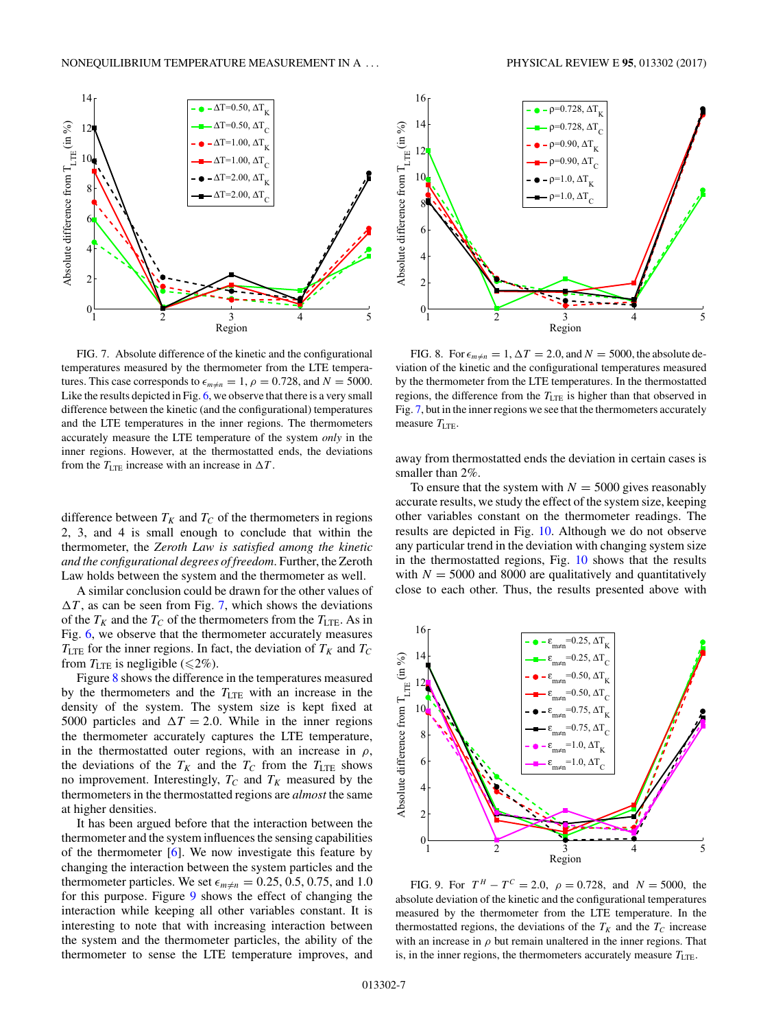FIG. 7. Absolute difference of the kinetic and the configurational temperatures measured by the thermometer from the LTE temperatures. This case corresponds to $\epsilon_{m\neq n} = 1$, $\rho = 0.728$, and $N = 5000$. Like the results depicted in Fig. 6, we observe that there is a very small difference between the kinetic (and the configurational) temperatures and the LTE temperatures in the inner regions. The thermometers accurately measure the LTE temperature of the system *only* in the inner regions. However, at the thermostatted ends, the deviations from the $T_{\rm LTE}$ increase with an increase in $\Delta T$.

FIG. 8. For $\epsilon_{m\neq n} = 1$, $\Delta T = 2.0$, and $N = 5000$, the absolute deviation of the kinetic and the configurational temperatures measured by the thermometer from the LTE temperatures. In the thermostatted regions, the difference from the $T_{\rm LTE}$ is higher than that observed in Fig. 7, but in the inner regions we see that the thermometers accurately measure $T_{\rm LTE}$.

difference between $T_K$ and $T_C$ of the thermometers in regions 2, 3, and 4 is small enough to conclude that within the thermometer, the *Zeroth Law is satisfied among the kinetic and the configurational degrees of freedom*. Further, the Zeroth Law holds between the system and the thermometer as well.

A similar conclusion could be drawn for the other values of $\Delta T$, as can be seen from Fig. 7, which shows the deviations of the $T_K$ and the $T_C$ of the thermometers from the $T_{\rm LTE}$. As in Fig. 6, we observe that the thermometer accurately measures $T_{\rm LTE}$ for the inner regions. In fact, the deviation of $T_K$ and $T_C$ from $T_{\rm LTE}$ is negligible ($\leqslant 2\%$).

Figure 8 shows the difference in the temperatures measured by the thermometers and the $T_{\rm LTE}$ with an increase in the density of the system. The system size is kept fixed at 5000 particles and $\Delta T = 2.0$. While in the inner regions the thermometer accurately captures the LTE temperature, in the thermostatted outer regions, with an increase in $\rho$, the deviations of the $T_K$ and the $T_C$ from the $T_{\rm LTE}$ shows no improvement. Interestingly, $T_C$ and $T_K$ measured by the thermometers in the thermostatted regions are *almost* the same at higher densities.

It has been argued before that the interaction between the thermometer and the system influences the sensing capabilities of the thermometer [6]. We now investigate this feature by changing the interaction between the system particles and the thermometer particles. We set $\epsilon_{m\neq n} = 0.25$, 0.5, 0.75, and 1.0 for this purpose. Figure 9 shows the effect of changing the interaction while keeping all other variables constant. It is interesting to note that with increasing interaction between the system and the thermometer particles, the ability of the thermometer to sense the LTE temperature improves, and away from thermostatted ends the deviation in certain cases is smaller than 2%.

To ensure that the system with $N = 5000$ gives reasonably accurate results, we study the effect of the system size, keeping other variables constant on the thermometer readings. The results are depicted in Fig. 10. Although we do not observe any particular trend in the deviation with changing system size in the thermostatted regions, Fig. 10 shows that the results with $N = 5000$ and 8000 are qualitatively and quantitatively close to each other. Thus, the results presented above with

FIG. 9. For $T^H - T^C = 2.0$, $\rho = 0.728$, and $N = 5000$, the absolute deviation of the kinetic and the configurational temperatures measured by the thermometer from the LTE temperature. In the thermostatted regions, the deviations of the $T_K$ and the $T_C$ increase with an increase in $\rho$ but remain unaltered in the inner regions. That is, in the inner regions, the thermometers accurately measure $T_{\rm LTE}$.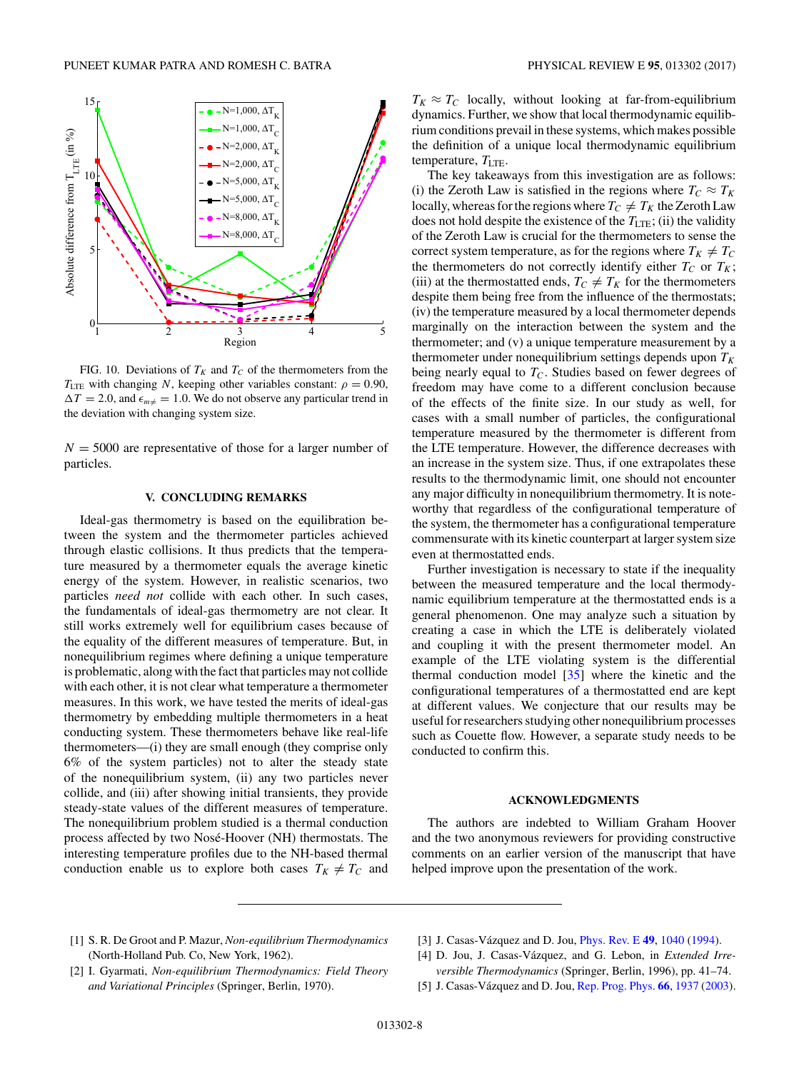FIG. 10. Deviations of $T_K$ and $T_C$ of the thermometers from the $T_{\mathrm{LTE}}$ with changing $N$, keeping other variables constant: $\rho = 0.90$, $\Delta T = 2.0$, and $\epsilon_{m\neq} = 1.0$. We do not observe any particular trend in the deviation with changing system size.

$N = 5000$ are representative of those for a larger number of particles.

## V. CONCLUDING REMARKS

Ideal-gas thermometry is based on the equilibration between the system and the thermometer particles achieved through elastic collisions. It thus predicts that the temperature measured by a thermometer equals the average kinetic energy of the system. However, in realistic scenarios, two particles *need not* collide with each other. In such cases, the fundamentals of ideal-gas thermometry are not clear. It still works extremely well for equilibrium cases because of the equality of the different measures of temperature. But, in nonequilibrium regimes where defining a unique temperature is problematic, along with the fact that particles may not collide with each other, it is not clear what temperature a thermometer measures. In this work, we have tested the merits of ideal-gas thermometry by embedding multiple thermometers in a heat conducting system. These thermometers behave like real-life thermometers—(i) they are small enough (they comprise only 6% of the system particles) not to alter the steady state of the nonequilibrium system, (ii) any two particles never collide, and (iii) after showing initial transients, they provide steady-state values of the different measures of temperature. The nonequilibrium problem studied is a thermal conduction process affected by two Nosé-Hoover (NH) thermostats. The interesting temperature profiles due to the NH-based thermal conduction enable us to explore both cases $T_K \neq T_C$ and $T_K \approx T_C$ locally, without looking at far-from-equilibrium dynamics. Further, we show that local thermodynamic equilibrium conditions prevail in these systems, which makes possible the definition of a unique local thermodynamic equilibrium temperature, $T_{\mathrm{LTE}}$.

The key takeaways from this investigation are as follows: (i) the Zeroth Law is satisfied in the regions where $T_C \approx T_K$ locally, whereas for the regions where $T_C \neq T_K$ the Zeroth Law does not hold despite the existence of the $T_{\mathrm{LTE}}$; (ii) the validity of the Zeroth Law is crucial for the thermometers to sense the correct system temperature, as for the regions where $T_K \neq T_C$ the thermometers do not correctly identify either $T_C$ or $T_K$; (iii) at the thermostatted ends, $T_C \neq T_K$ for the thermometers despite them being free from the influence of the thermostats; (iv) the temperature measured by a local thermometer depends marginally on the interaction between the system and the thermometer; and (v) a unique temperature measurement by a thermometer under nonequilibrium settings depends upon $T_K$ being nearly equal to $T_C$. Studies based on fewer degrees of freedom may have come to a different conclusion because of the effects of the finite size. In our study as well, for cases with a small number of particles, the configurational temperature measured by the thermometer is different from the LTE temperature. However, the difference decreases with an increase in the system size. Thus, if one extrapolates these results to the thermodynamic limit, one should not encounter any major difficulty in nonequilibrium thermometry. It is noteworthy that regardless of the configurational temperature of the system, the thermometer has a configurational temperature commensurate with its kinetic counterpart at larger system size even at thermostatted ends.

Further investigation is necessary to state if the inequality between the measured temperature and the local thermodynamic equilibrium temperature at the thermostatted ends is a general phenomenon. One may analyze such a situation by creating a case in which the LTE is deliberately violated and coupling it with the present thermometer model. An example of the LTE violating system is the differential thermal conduction model [35] where the kinetic and the configurational temperatures of a thermostatted end are kept at different values. We conjecture that our results may be useful for researchers studying other nonequilibrium processes such as Couette flow. However, a separate study needs to be conducted to confirm this.

## ACKNOWLEDGMENTS

The authors are indebted to William Graham Hoover and the two anonymous reviewers for providing constructive comments on an earlier version of the manuscript that have helped improve upon the presentation of the work.

---

[1] S. R. De Groot and P. Mazur, *Non-equilibrium Thermodynamics* (North-Holland Pub. Co, New York, 1962).

[2] I. Gyarmati, *Non-equilibrium Thermodynamics: Field Theory and Variational Principles* (Springer, Berlin, 1970).

[3] J. Casas-Vázquez and D. Jou, Phys. Rev. E **49**, 1040 (1994).

[4] D. Jou, J. Casas-Vázquez, and G. Lebon, in *Extended Irreversible Thermodynamics* (Springer, Berlin, 1996), pp. 41–74.

[5] J. Casas-Vázquez and D. Jou, Rep. Prog. Phys. **66**, 1937 (2003).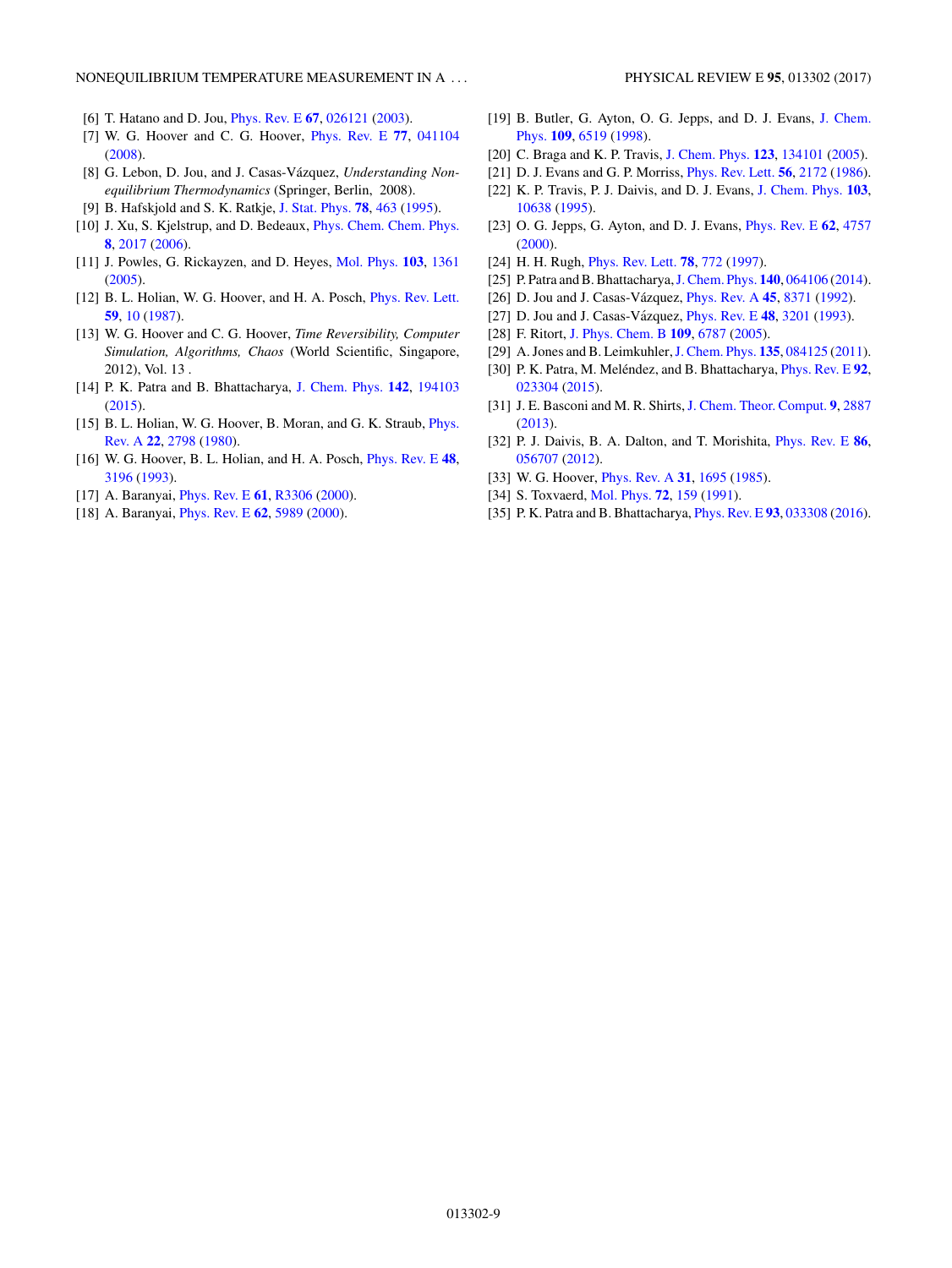[6] T. Hatano and D. Jou, Phys. Rev. E **67**, 026121 (2003).

[7] W. G. Hoover and C. G. Hoover, Phys. Rev. E **77**, 041104 (2008).

[8] G. Lebon, D. Jou, and J. Casas-Vázquez, *Understanding Non-equilibrium Thermodynamics* (Springer, Berlin, 2008).

[9] B. Hafskjold and S. K. Ratkje, J. Stat. Phys. **78**, 463 (1995).

[10] J. Xu, S. Kjelstrup, and D. Bedeaux, Phys. Chem. Chem. Phys. **8**, 2017 (2006).

[11] J. Powles, G. Rickayzen, and D. Heyes, Mol. Phys. **103**, 1361 (2005).

[12] B. L. Holian, W. G. Hoover, and H. A. Posch, Phys. Rev. Lett. **59**, 10 (1987).

[13] W. G. Hoover and C. G. Hoover, *Time Reversibility, Computer Simulation, Algorithms, Chaos* (World Scientific, Singapore, 2012), Vol. 13 .

[14] P. K. Patra and B. Bhattacharya, J. Chem. Phys. **142**, 194103 (2015).

[15] B. L. Holian, W. G. Hoover, B. Moran, and G. K. Straub, Phys. Rev. A **22**, 2798 (1980).

[16] W. G. Hoover, B. L. Holian, and H. A. Posch, Phys. Rev. E **48**, 3196 (1993).

[17] A. Baranyai, Phys. Rev. E **61**, R3306 (2000).

[18] A. Baranyai, Phys. Rev. E **62**, 5989 (2000).

[19] B. Butler, G. Ayton, O. G. Jepps, and D. J. Evans, J. Chem. Phys. **109**, 6519 (1998).

[20] C. Braga and K. P. Travis, J. Chem. Phys. **123**, 134101 (2005).

[21] D. J. Evans and G. P. Morriss, Phys. Rev. Lett. **56**, 2172 (1986).

[22] K. P. Travis, P. J. Daivis, and D. J. Evans, J. Chem. Phys. **103**, 10638 (1995).

[23] O. G. Jepps, G. Ayton, and D. J. Evans, Phys. Rev. E **62**, 4757 (2000).

[24] H. H. Rugh, Phys. Rev. Lett. **78**, 772 (1997).

[25] P. Patra and B. Bhattacharya, J. Chem. Phys. **140**, 064106 (2014).

[26] D. Jou and J. Casas-Vázquez, Phys. Rev. A **45**, 8371 (1992).

[27] D. Jou and J. Casas-Vázquez, Phys. Rev. E **48**, 3201 (1993).

[28] F. Ritort, J. Phys. Chem. B **109**, 6787 (2005).

[29] A. Jones and B. Leimkuhler, J. Chem. Phys. **135**, 084125 (2011).

[30] P. K. Patra, M. Meléndez, and B. Bhattacharya, Phys. Rev. E **92**, 023304 (2015).

[31] J. E. Basconi and M. R. Shirts, J. Chem. Theor. Comput. **9**, 2887 (2013).

[32] P. J. Daivis, B. A. Dalton, and T. Morishita, Phys. Rev. E **86**, 056707 (2012).

[33] W. G. Hoover, Phys. Rev. A **31**, 1695 (1985).

[34] S. Toxvaerd, Mol. Phys. **72**, 159 (1991).

[35] P. K. Patra and B. Bhattacharya, Phys. Rev. E **93**, 033308 (2016).